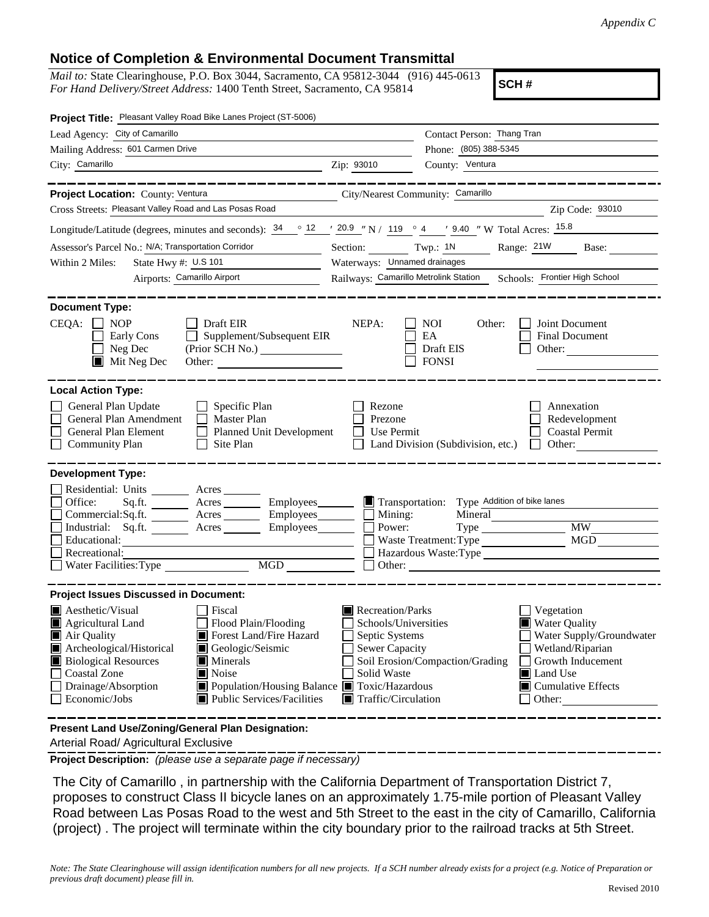*Appendix C*

## Notice of Completion & Environmental Document Transmittal

*Mail to:* State Clearinghouse, P.O. Box 3044, Sacramento, CA 95812-3044 (916) 445-0613
*For Hand Delivery/Street Address:* 1400 Tenth Street, Sacramento, CA 95814

**SCH #**

**Project Title:** Pleasant Valley Road Bike Lanes Project (ST-5006)

Lead Agency: City of Camarillo
Contact Person: Thang Tran
Mailing Address: 601 Carmen Drive
Phone: (805) 388-5345
City: Camarillo
Zip: 93010
County: Ventura

**Project Location:** County: Ventura
City/Nearest Community: Camarillo
Cross Streets: Pleasant Valley Road and Las Posas Road
Zip Code: 93010

Longitude/Latitude (degrees, minutes and seconds): 34 ° 12 ′ 20.9 ″ N / 119 ° 4 ′ 9.40 ″ W Total Acres: 15.8

Assessor's Parcel No.: N/A; Transportation Corridor
Section: Twp.: 1N Range: 21W Base:

Within 2 Miles: State Hwy #: U.S 101
Waterways: Unnamed drainages
Airports: Camarillo Airport
Railways: Camarillo Metrolink Station
Schools: Frontier High School

**Document Type:**

CEQA:
- [ ] NOP
- [ ] Early Cons
- [ ] Neg Dec
- [x] Mit Neg Dec
- [ ] Draft EIR
- [ ] Supplement/Subsequent EIR (Prior SCH No.)
- Other:

NEPA:
- [ ] NOI
- [ ] EA
- [ ] Draft EIS
- [ ] FONSI

Other:
- [ ] Joint Document
- [ ] Final Document
- [ ] Other:

**Local Action Type:**

- [ ] General Plan Update
- [ ] General Plan Amendment
- [ ] General Plan Element
- [ ] Community Plan
- [ ] Specific Plan
- [ ] Master Plan
- [ ] Planned Unit Development
- [ ] Site Plan
- [ ] Rezone
- [ ] Prezone
- [ ] Use Permit
- [ ] Land Division (Subdivision, etc.)
- [ ] Annexation
- [ ] Redevelopment
- [ ] Coastal Permit
- [ ] Other:

**Development Type:**

- [ ] Residential: Units ___ Acres ___
- [ ] Office: Sq.ft. ___ Acres ___ Employees ___
- [ ] Commercial: Sq.ft. ___ Acres ___ Employees ___
- [ ] Industrial: Sq.ft. ___ Acres ___ Employees ___
- [ ] Educational:
- [ ] Recreational:
- [ ] Water Facilities: Type ___ MGD ___
- [x] Transportation: Type Addition of bike lanes
- [ ] Mining: Mineral
- [ ] Power: Type ___ MW
- [ ] Waste Treatment: Type ___ MGD
- [ ] Hazardous Waste: Type
- [ ] Other:

**Project Issues Discussed in Document:**

- [x] Aesthetic/Visual
- [x] Agricultural Land
- [x] Air Quality
- [x] Archeological/Historical
- [x] Biological Resources
- [ ] Coastal Zone
- [ ] Drainage/Absorption
- [ ] Economic/Jobs
- [ ] Fiscal
- [ ] Flood Plain/Flooding
- [x] Forest Land/Fire Hazard
- [x] Geologic/Seismic
- [x] Minerals
- [x] Noise
- [x] Population/Housing Balance
- [x] Public Services/Facilities
- [x] Recreation/Parks
- [ ] Schools/Universities
- [ ] Septic Systems
- [ ] Sewer Capacity
- [ ] Soil Erosion/Compaction/Grading
- [ ] Solid Waste
- [x] Toxic/Hazardous
- [x] Traffic/Circulation
- [ ] Vegetation
- [x] Water Quality
- [ ] Water Supply/Groundwater
- [ ] Wetland/Riparian
- [ ] Growth Inducement
- [x] Land Use
- [x] Cumulative Effects
- [ ] Other:

**Present Land Use/Zoning/General Plan Designation:**

Arterial Road/ Agricultural Exclusive

**Project Description:** *(please use a separate page if necessary)*

The City of Camarillo , in partnership with the California Department of Transportation District 7, proposes to construct Class II bicycle lanes on an approximately 1.75-mile portion of Pleasant Valley Road between Las Posas Road to the west and 5th Street to the east in the city of Camarillo, California (project) . The project will terminate within the city boundary prior to the railroad tracks at 5th Street.

*Note: The State Clearinghouse will assign identification numbers for all new projects. If a SCH number already exists for a project (e.g. Notice of Preparation or previous draft document) please fill in.*

Revised 2010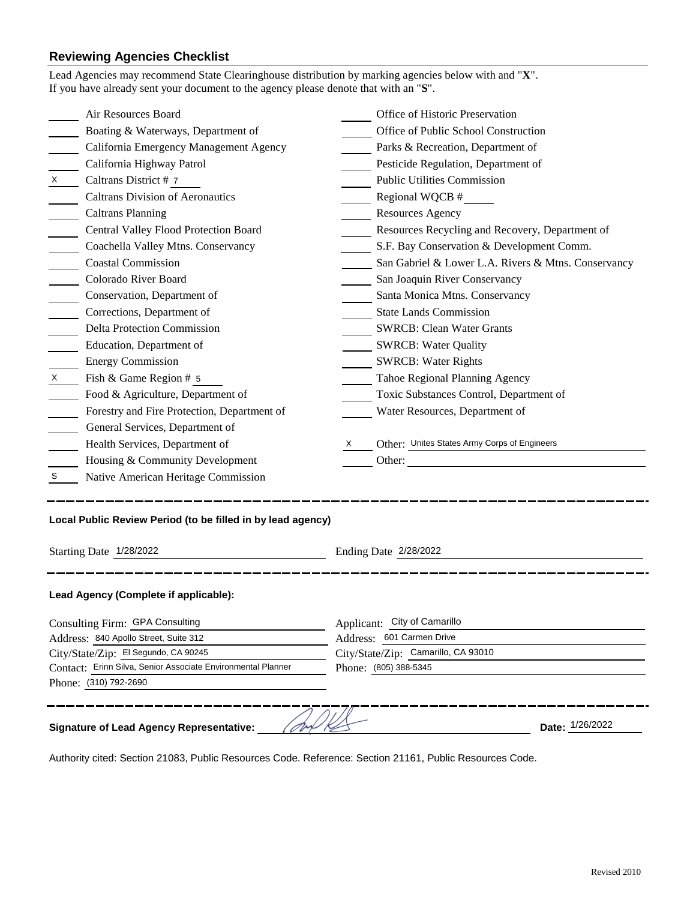## Reviewing Agencies Checklist

Lead Agencies may recommend State Clearinghouse distribution by marking agencies below with and "**X**".
If you have already sent your document to the agency please denote that with an "**S**".

| | | | |
|---|---|---|---|
| | Air Resources Board | | Office of Historic Preservation |
| | Boating & Waterways, Department of | | Office of Public School Construction |
| | California Emergency Management Agency | | Parks & Recreation, Department of |
| | California Highway Patrol | | Pesticide Regulation, Department of |
| X | Caltrans District # 7 | | Public Utilities Commission |
| | Caltrans Division of Aeronautics | | Regional WQCB # |
| | Caltrans Planning | | Resources Agency |
| | Central Valley Flood Protection Board | | Resources Recycling and Recovery, Department of |
| | Coachella Valley Mtns. Conservancy | | S.F. Bay Conservation & Development Comm. |
| | Coastal Commission | | San Gabriel & Lower L.A. Rivers & Mtns. Conservancy |
| | Colorado River Board | | San Joaquin River Conservancy |
| | Conservation, Department of | | Santa Monica Mtns. Conservancy |
| | Corrections, Department of | | State Lands Commission |
| | Delta Protection Commission | | SWRCB: Clean Water Grants |
| | Education, Department of | | SWRCB: Water Quality |
| | Energy Commission | | SWRCB: Water Rights |
| X | Fish & Game Region # 5 | | Tahoe Regional Planning Agency |
| | Food & Agriculture, Department of | | Toxic Substances Control, Department of |
| | Forestry and Fire Protection, Department of | | Water Resources, Department of |
| | General Services, Department of | | |
| | Health Services, Department of | X | Other: Unites States Army Corps of Engineers |
| | Housing & Community Development | | Other: |
| S | Native American Heritage Commission | | |

---

**Local Public Review Period (to be filled in by lead agency)**

Starting Date 1/28/2022 Ending Date 2/28/2022

---

**Lead Agency (Complete if applicable):**

Consulting Firm: GPA Consulting
Address: 840 Apollo Street, Suite 312
City/State/Zip: El Segundo, CA 90245
Contact: Erinn Silva, Senior Associate Environmental Planner
Phone: (310) 792-2690

Applicant: City of Camarillo
Address: 601 Carmen Drive
City/State/Zip: Camarillo, CA 93010
Phone: (805) 388-5345

---

**Signature of Lead Agency Representative:** **Date:** 1/26/2022

Authority cited: Section 21083, Public Resources Code. Reference: Section 21161, Public Resources Code.

Revised 2010